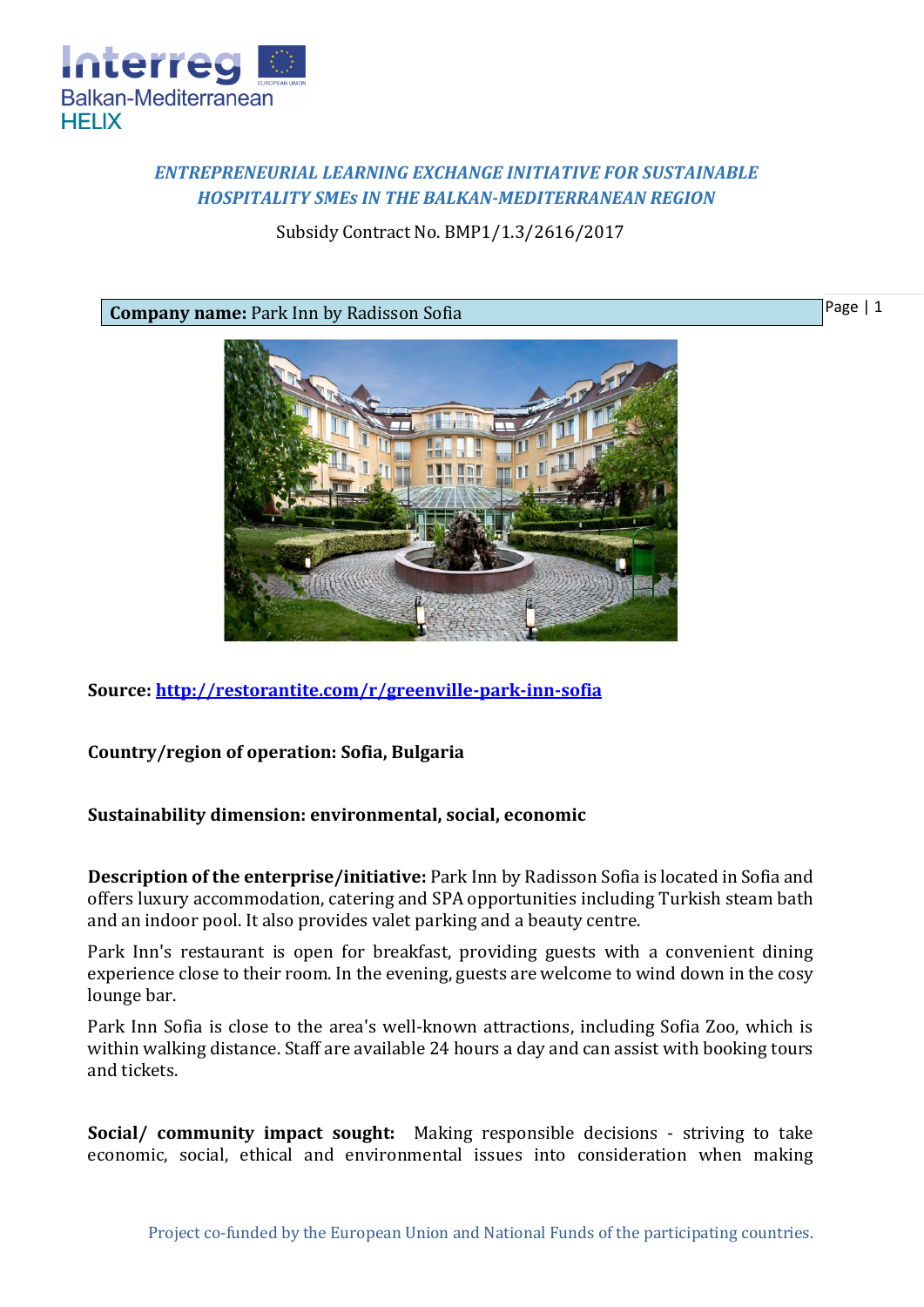*ENTREPRENEURIAL LEARNING EXCHANGE INITIATIVE FOR SUSTAINABLE HOSPITALITY SMEs IN THE BALKAN-MEDITERRANEAN REGION*

Subsidy Contract No. BMP1/1.3/2616/2017

**Company name:** Park Inn by Radisson Sofia

**Source:** [http://restorantite.com/r/greenville-park-inn-sofia](http://restorantite.com/r/greenville-park-inn-sofia)

**Country/region of operation: Sofia, Bulgaria**

**Sustainability dimension: environmental, social, economic**

**Description of the enterprise/initiative:** Park Inn by Radisson Sofia is located in Sofia and offers luxury accommodation, catering and SPA opportunities including Turkish steam bath and an indoor pool. It also provides valet parking and a beauty centre.

Park Inn's restaurant is open for breakfast, providing guests with a convenient dining experience close to their room. In the evening, guests are welcome to wind down in the cosy lounge bar.

Park Inn Sofia is close to the area's well-known attractions, including Sofia Zoo, which is within walking distance. Staff are available 24 hours a day and can assist with booking tours and tickets.

**Social/ community impact sought:** Making responsible decisions - striving to take economic, social, ethical and environmental issues into consideration when making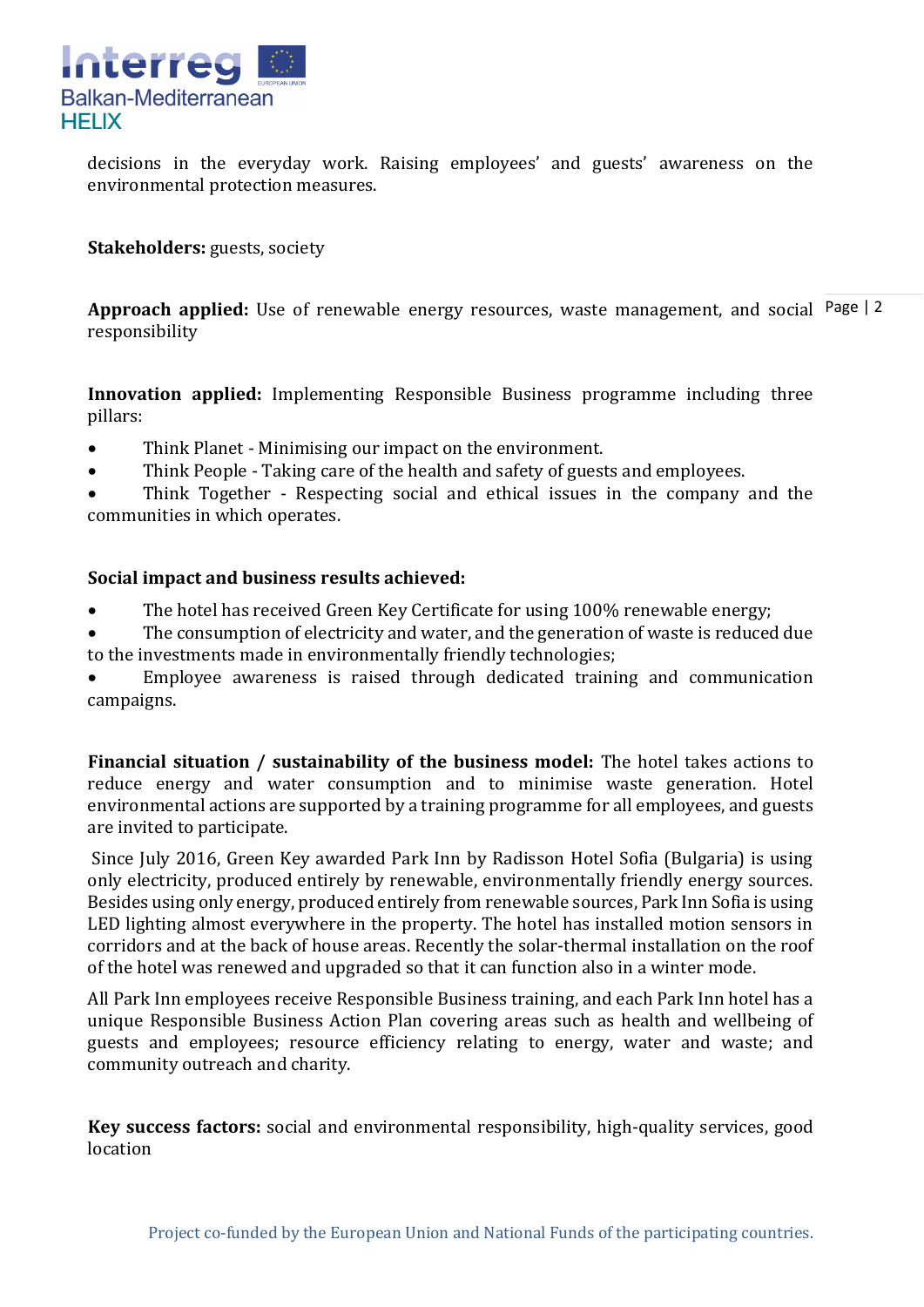decisions in the everyday work. Raising employees' and guests' awareness on the environmental protection measures.

**Stakeholders:** guests, society

**Approach applied:** Use of renewable energy resources, waste management, and social responsibility

**Innovation applied:** Implementing Responsible Business programme including three pillars:

- Think Planet - Minimising our impact on the environment.
- Think People - Taking care of the health and safety of guests and employees.
- Think Together - Respecting social and ethical issues in the company and the communities in which operates.

**Social impact and business results achieved:**

- The hotel has received Green Key Certificate for using 100% renewable energy;
- The consumption of electricity and water, and the generation of waste is reduced due to the investments made in environmentally friendly technologies;
- Employee awareness is raised through dedicated training and communication campaigns.

**Financial situation / sustainability of the business model:** The hotel takes actions to reduce energy and water consumption and to minimise waste generation. Hotel environmental actions are supported by a training programme for all employees, and guests are invited to participate.

Since July 2016, Green Key awarded Park Inn by Radisson Hotel Sofia (Bulgaria) is using only electricity, produced entirely by renewable, environmentally friendly energy sources. Besides using only energy, produced entirely from renewable sources, Park Inn Sofia is using LED lighting almost everywhere in the property. The hotel has installed motion sensors in corridors and at the back of house areas. Recently the solar-thermal installation on the roof of the hotel was renewed and upgraded so that it can function also in a winter mode.

All Park Inn employees receive Responsible Business training, and each Park Inn hotel has a unique Responsible Business Action Plan covering areas such as health and wellbeing of guests and employees; resource efficiency relating to energy, water and waste; and community outreach and charity.

**Key success factors:** social and environmental responsibility, high-quality services, good location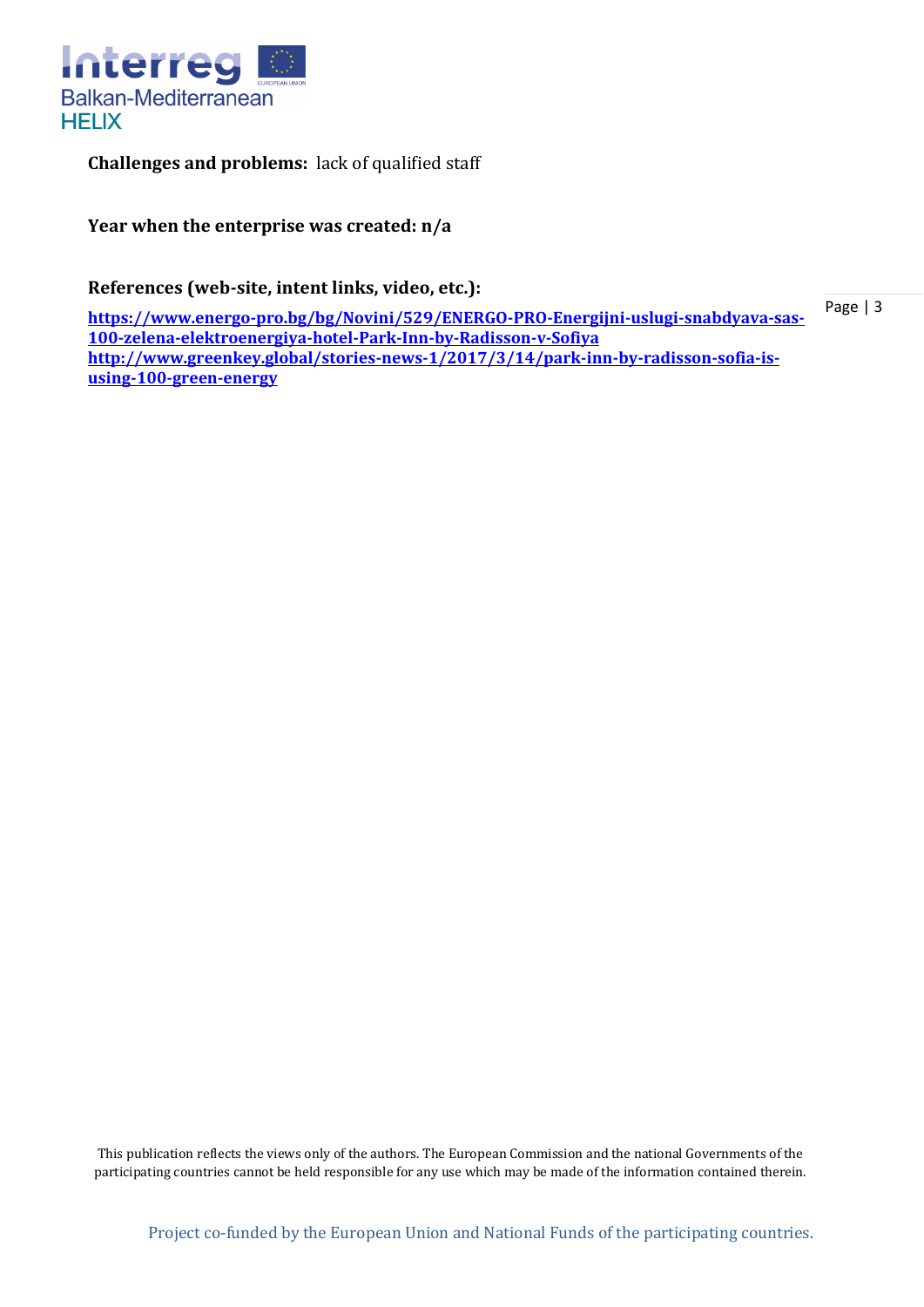**Challenges and problems:** lack of qualified staff

**Year when the enterprise was created: n/a**

**References (web-site, intent links, video, etc.):**

**https://www.energo-pro.bg/bg/Novini/529/ENERGO-PRO-Energijni-uslugi-snabdyava-sas-100-zelena-elektroenergiya-hotel-Park-Inn-by-Radisson-v-Sofiya**
**http://www.greenkey.global/stories-news-1/2017/3/14/park-inn-by-radisson-sofia-is-using-100-green-energy**

This publication reflects the views only of the authors. The European Commission and the national Governments of the participating countries cannot be held responsible for any use which may be made of the information contained therein.

Project co-funded by the European Union and National Funds of the participating countries.